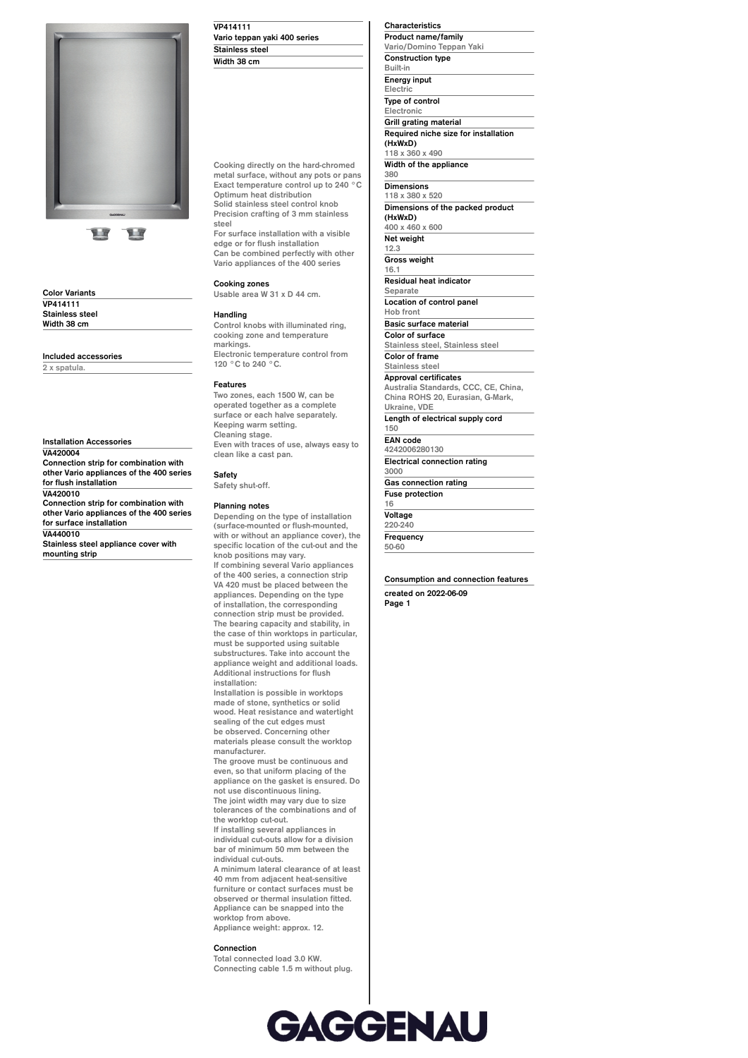## Color Variants

**VP414111**
**Stainless steel**
**Width 38 cm**

## Included accessories

2 x spatula.

## Installation Accessories

**VA420004**
Connection strip for combination with other Vario appliances of the 400 series for flush installation

**VA420010**
Connection strip for combination with other Vario appliances of the 400 series for surface installation

**VA440010**
Stainless steel appliance cover with mounting strip

# VP414111
## Vario teppan yaki 400 series
**Stainless steel**
**Width 38 cm**

Cooking directly on the hard-chromed metal surface, without any pots or pans
Exact temperature control up to 240 °C
Optimum heat distribution
Solid stainless steel control knob
Precision crafting of 3 mm stainless steel
For surface installation with a visible edge or for flush installation
Can be combined perfectly with other Vario appliances of the 400 series

### Cooking zones

Usable area W 31 x D 44 cm.

### Handling

Control knobs with illuminated ring, cooking zone and temperature markings.
Electronic temperature control from 120 °C to 240 °C.

### Features

Two zones, each 1500 W, can be operated together as a complete surface or each half separately.
Keeping warm setting.
Cleaning stage.
Even with traces of use, always easy to clean like a cast pan.

### Safety

Safety shut-off.

### Planning notes

Depending on the type of installation (surface-mounted or flush-mounted, with or without an appliance cover), the specific location of the cut-out and the knob positions may vary.
If combining several Vario appliances of the 400 series, a connection strip VA 420 must be placed between the appliances. Depending on the type of installation, the corresponding connection strip must be provided.
The bearing capacity and stability, in the case of thin worktops in particular, must be supported using suitable substructures. Take into account the appliance weight and additional loads.
Additional instructions for flush installation:
Installation is possible in worktops made of stone, synthetics or solid wood. Heat resistance and watertight sealing of the cut edges must be observed. Concerning other materials please consult the worktop manufacturer.
The groove must be continuous and even, so that uniform placing of the appliance on the gasket is ensured. Do not use discontinuous lining.
The joint width may vary due to size tolerances of the combinations and of the worktop cut-out.
If installing several appliances in individual cut-outs allow for a division bar of minimum 50 mm between the individual cut-outs.
A minimum lateral clearance of at least 40 mm from adjacent heat-sensitive furniture or contact surfaces must be observed or thermal insulation fitted.
Appliance can be snapped into the worktop from above.
Appliance weight: approx. 12.

### Connection

Total connected load 3.0 KW.
Connecting cable 1.5 m without plug.

## Characteristics

| Characteristic | Value |
|---|---|
| Product name/family | Vario/Domino Teppan Yaki |
| Construction type | Built-in |
| Energy input | Electric |
| Type of control | Electronic |
| Grill grating material | |
| Required niche size for installation (HxWxD) | 118 x 360 x 490 |
| Width of the appliance | 380 |
| Dimensions | 118 x 380 x 520 |
| Dimensions of the packed product (HxWxD) | 400 x 460 x 600 |
| Net weight | 12.3 |
| Gross weight | 16.1 |
| Residual heat indicator | Separate |
| Location of control panel | Hob front |
| Basic surface material | |
| Color of surface | Stainless steel, Stainless steel |
| Color of frame | Stainless steel |
| Approval certificates | Australia Standards, CCC, CE, China, China ROHS 20, Eurasian, G-Mark, Ukraine, VDE |
| Length of electrical supply cord | 150 |
| EAN code | 4242006280130 |
| Electrical connection rating | 3000 |
| Gas connection rating | |
| Fuse protection | 16 |
| Voltage | 220-240 |
| Frequency | 50-60 |

## Consumption and connection features

created on 2022-06-09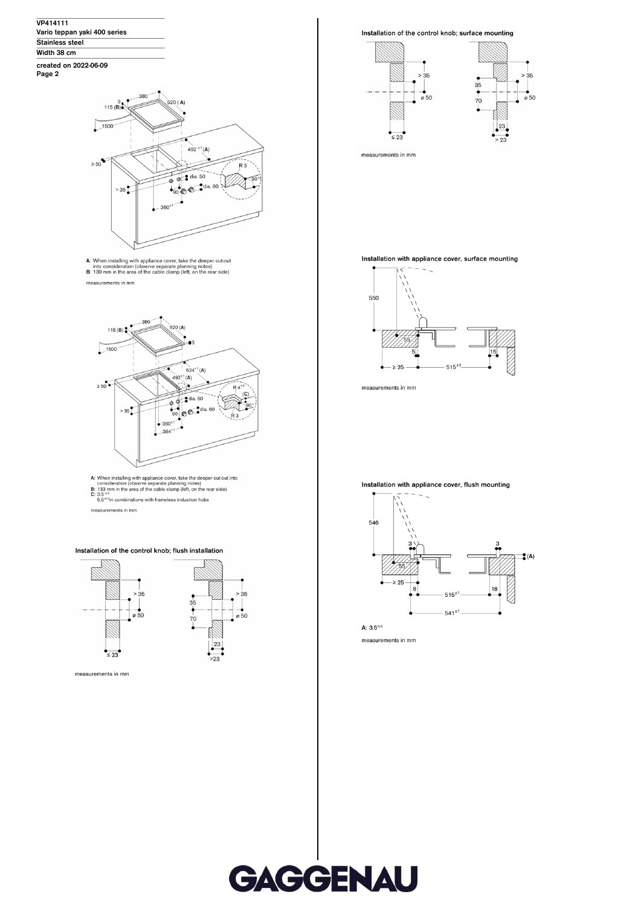VP414111
Vario teppan yaki 400 series
Stainless steel
Width 38 cm

created on 2022-06-09
Page 2

A: When installing with appliance cover, take the deeper cut-out into consideration (observe separate planning notes)
B: 130 mm in the area of the cable clamp (left, on the rear side)

measurements in mm

A: When installing with appliance cover, take the deeper cut-out into consideration (observe separate planning notes)
B: 133 mm in the area of the cable clamp (left, on the rear side)
C: $3.5^{-0.5}$
$6.5^{+0.5}$ in combinations with frameless induction hobs

measurements in mm

## Installation of the control knob; flush installation

measurements in mm

## Installation of the control knob; surface mounting

measurements in mm

## Installation with appliance cover, surface mounting

measurements in mm

## Installation with appliance cover, flush mounting

A: $3.5^{-0.5}$

measurements in mm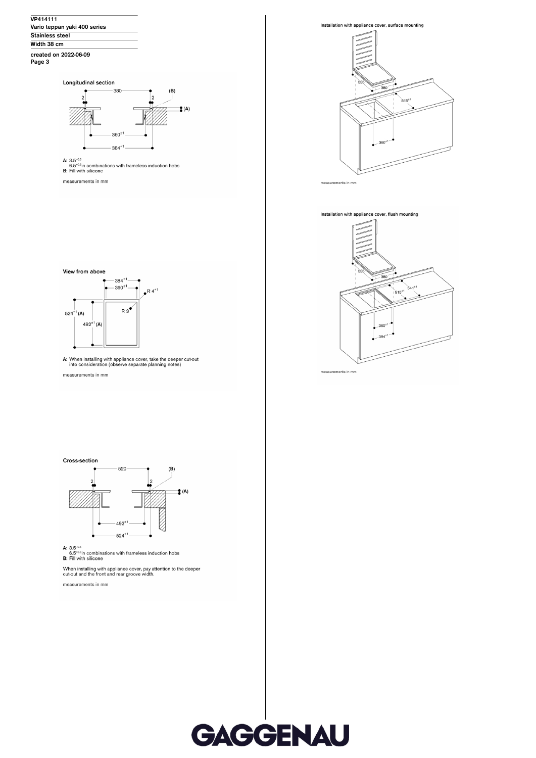VP414111
Vario teppan yaki 400 series
Stainless steel
Width 38 cm
created on 2022-06-09

## Longitudinal section

380
2
2
(B)
(A)
$360^{\pm1}$
$384^{+1}$

A: $3.5^{-0.5}$
$6.5^{-0.5}$in combinations with frameless induction hobs
B: Fill with silicone

measurements in mm

## View from above

$384^{+1}$
$360^{\pm1}$
R $4^{+1}$
R 3
$524^{+1}$ (A)
$492^{\pm1}$ (A)

A: When installing with appliance cover, take the deeper cut-out into consideration (observe separate planning notes)

measurements in mm

## Cross-section

520
2
2
(B)
(A)
$492^{\pm1}$
$524^{+1}$

A: $3.5^{-0.5}$
$6.5^{-0.5}$in combinations with frameless induction hobs
B: Fill with silicone

When installing with appliance cover, pay attention to the deeper cut-out and the front and rear groove width.

measurements in mm

## Installation with appliance cover, surface mounting

535
380
$515^{+1}$
$360^{+1}$

measurements in mm

## Installation with appliance cover, flush mounting

535
380
$541^{\pm1}$
$515^{\pm1}$
$360^{+1}$
$384^{+1}$

measurements in mm